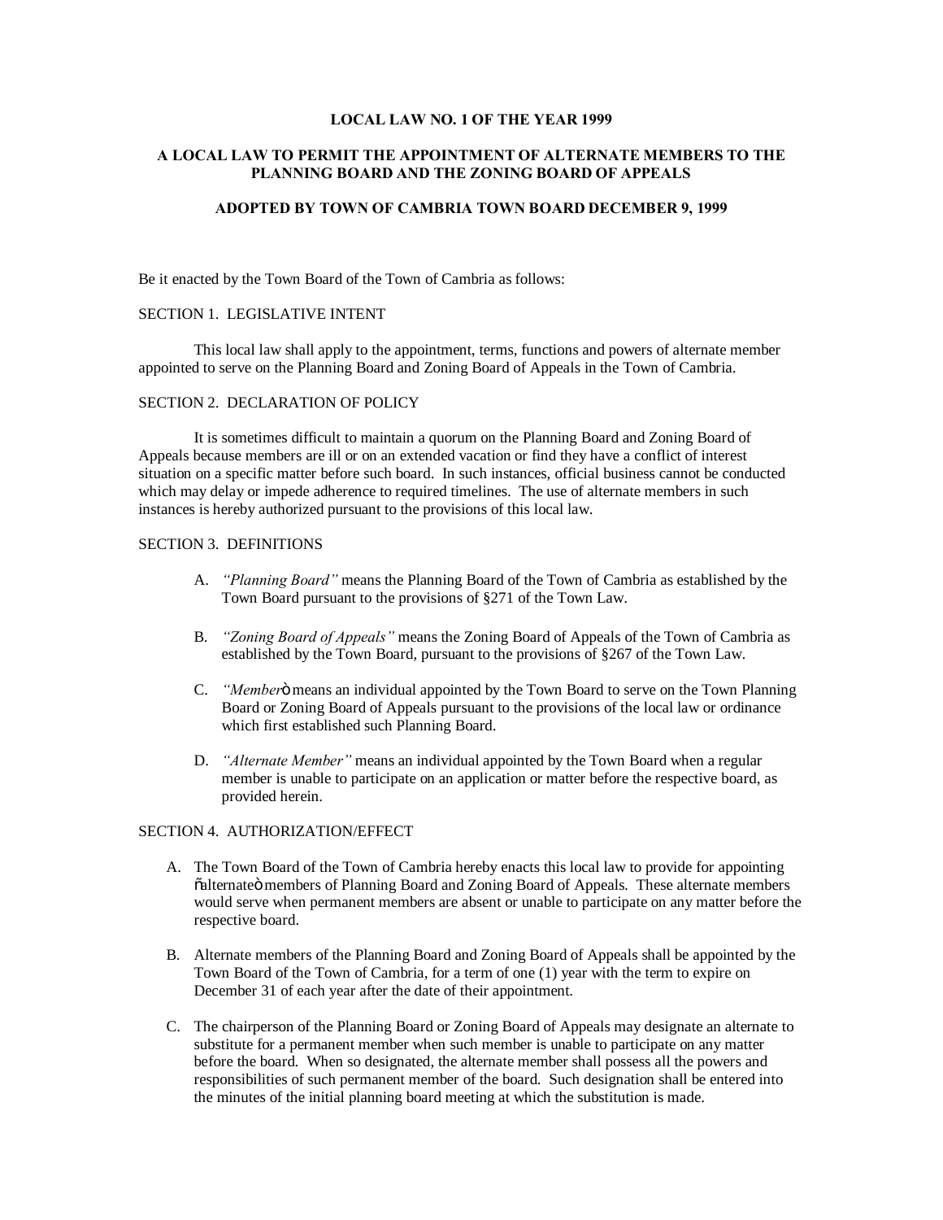**LOCAL LAW NO. 1 OF THE YEAR 1999**

**A LOCAL LAW TO PERMIT THE APPOINTMENT OF ALTERNATE MEMBERS TO THE PLANNING BOARD AND THE ZONING BOARD OF APPEALS**

**ADOPTED BY TOWN OF CAMBRIA TOWN BOARD DECEMBER 9, 1999**

Be it enacted by the Town Board of the Town of Cambria as follows:

SECTION 1. LEGISLATIVE INTENT

This local law shall apply to the appointment, terms, functions and powers of alternate member appointed to serve on the Planning Board and Zoning Board of Appeals in the Town of Cambria.

SECTION 2. DECLARATION OF POLICY

It is sometimes difficult to maintain a quorum on the Planning Board and Zoning Board of Appeals because members are ill or on an extended vacation or find they have a conflict of interest situation on a specific matter before such board. In such instances, official business cannot be conducted which may delay or impede adherence to required timelines. The use of alternate members in such instances is hereby authorized pursuant to the provisions of this local law.

SECTION 3. DEFINITIONS

A. *"Planning Board"* means the Planning Board of the Town of Cambria as established by the Town Board pursuant to the provisions of §271 of the Town Law.

B. *"Zoning Board of Appeals"* means the Zoning Board of Appeals of the Town of Cambria as established by the Town Board, pursuant to the provisions of §267 of the Town Law.

C. *"Member"* means an individual appointed by the Town Board to serve on the Town Planning Board or Zoning Board of Appeals pursuant to the provisions of the local law or ordinance which first established such Planning Board.

D. *"Alternate Member"* means an individual appointed by the Town Board when a regular member is unable to participate on an application or matter before the respective board, as provided herein.

SECTION 4. AUTHORIZATION/EFFECT

A. The Town Board of the Town of Cambria hereby enacts this local law to provide for appointing "alternate" members of Planning Board and Zoning Board of Appeals. These alternate members would serve when permanent members are absent or unable to participate on any matter before the respective board.

B. Alternate members of the Planning Board and Zoning Board of Appeals shall be appointed by the Town Board of the Town of Cambria, for a term of one (1) year with the term to expire on December 31 of each year after the date of their appointment.

C. The chairperson of the Planning Board or Zoning Board of Appeals may designate an alternate to substitute for a permanent member when such member is unable to participate on any matter before the board. When so designated, the alternate member shall possess all the powers and responsibilities of such permanent member of the board. Such designation shall be entered into the minutes of the initial planning board meeting at which the substitution is made.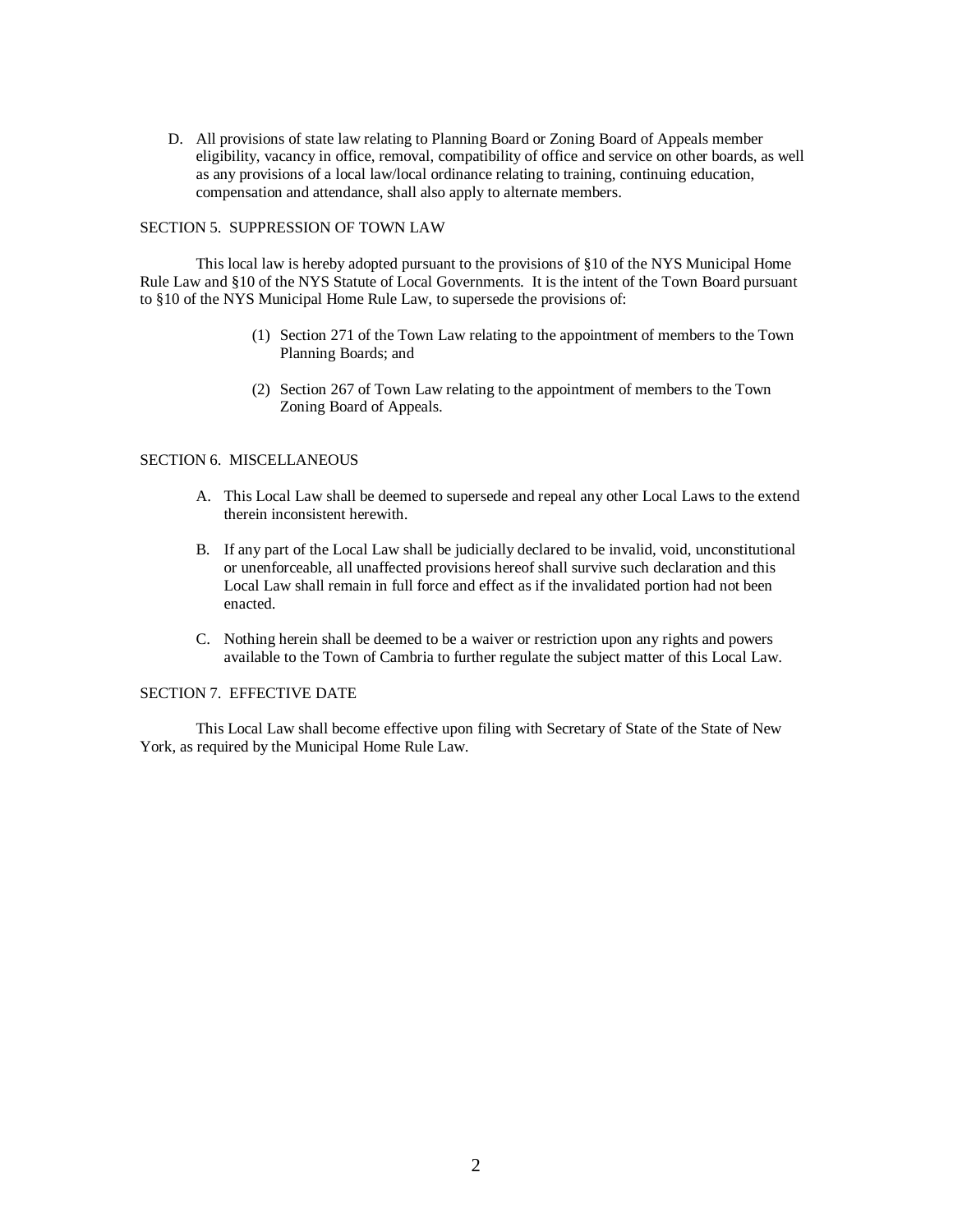D. All provisions of state law relating to Planning Board or Zoning Board of Appeals member eligibility, vacancy in office, removal, compatibility of office and service on other boards, as well as any provisions of a local law/local ordinance relating to training, continuing education, compensation and attendance, shall also apply to alternate members.

SECTION 5. SUPPRESSION OF TOWN LAW

This local law is hereby adopted pursuant to the provisions of §10 of the NYS Municipal Home Rule Law and §10 of the NYS Statute of Local Governments. It is the intent of the Town Board pursuant to §10 of the NYS Municipal Home Rule Law, to supersede the provisions of:

(1) Section 271 of the Town Law relating to the appointment of members to the Town Planning Boards; and

(2) Section 267 of Town Law relating to the appointment of members to the Town Zoning Board of Appeals.

SECTION 6. MISCELLANEOUS

A. This Local Law shall be deemed to supersede and repeal any other Local Laws to the extend therein inconsistent herewith.

B. If any part of the Local Law shall be judicially declared to be invalid, void, unconstitutional or unenforceable, all unaffected provisions hereof shall survive such declaration and this Local Law shall remain in full force and effect as if the invalidated portion had not been enacted.

C. Nothing herein shall be deemed to be a waiver or restriction upon any rights and powers available to the Town of Cambria to further regulate the subject matter of this Local Law.

SECTION 7. EFFECTIVE DATE

This Local Law shall become effective upon filing with Secretary of State of the State of New York, as required by the Municipal Home Rule Law.